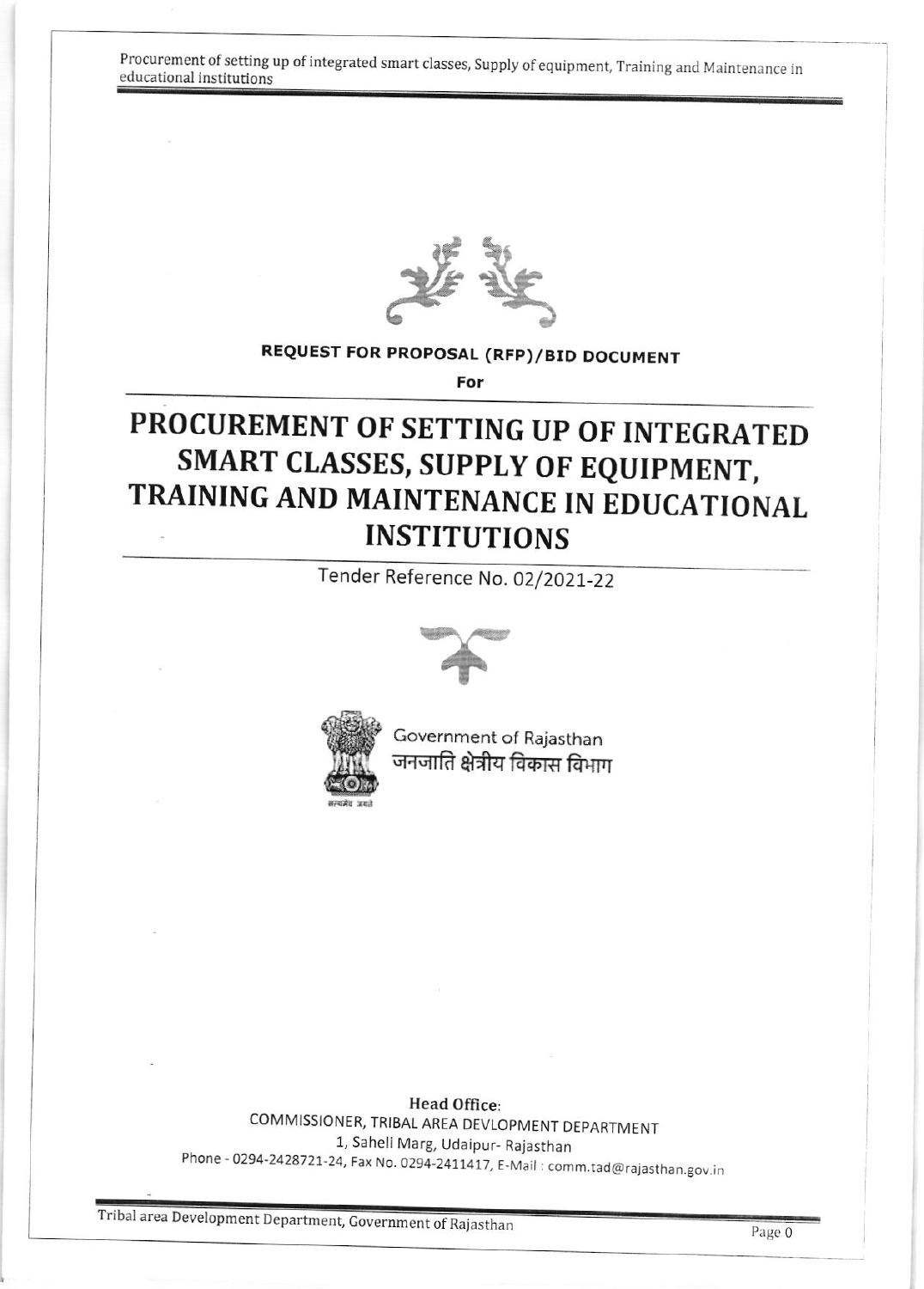**REQUEST FOR PROPOSAL (RFP)/BID DOCUMENT**

**For**

# PROCUREMENT OF SETTING UP OF INTEGRATED SMART CLASSES, SUPPLY OF EQUIPMENT, TRAINING AND MAINTENANCE IN EDUCATIONAL INSTITUTIONS

Tender Reference No. 02/2021-22

Government of Rajasthan
जनजाति क्षेत्रीय विकास विभाग

**Head Office:**
COMMISSIONER, TRIBAL AREA DEVLOPMENT DEPARTMENT
1, Saheli Marg, Udaipur- Rajasthan
Phone - 0294-2428721-24, Fax No. 0294-2411417, E-Mail : comm.tad@rajasthan.gov.in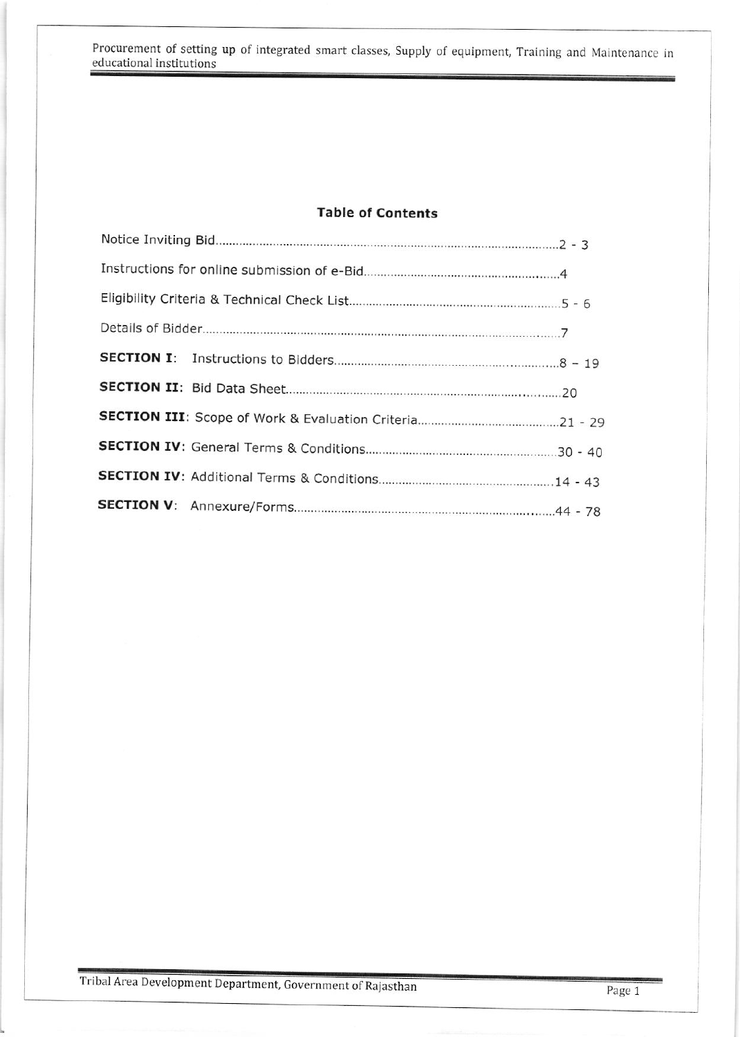## Table of Contents

Notice Inviting Bid......................................................................................................2 - 3

Instructions for online submission of e-Bid.........................................................4

Eligibility Criteria & Technical Check List...............................................................5 - 6

Details of Bidder..........................................................................................................7

**SECTION I**: Instructions to Bidders.................................................................8 – 19

**SECTION II**: Bid Data Sheet..................................................................................20

**SECTION III**: Scope of Work & Evaluation Criteria.........................................21 - 29

**SECTION IV**: General Terms & Conditions.......................................................30 - 40

**SECTION IV**: Additional Terms & Conditions..................................................14 - 43

**SECTION V**: Annexure/Forms.............................................................................44 - 78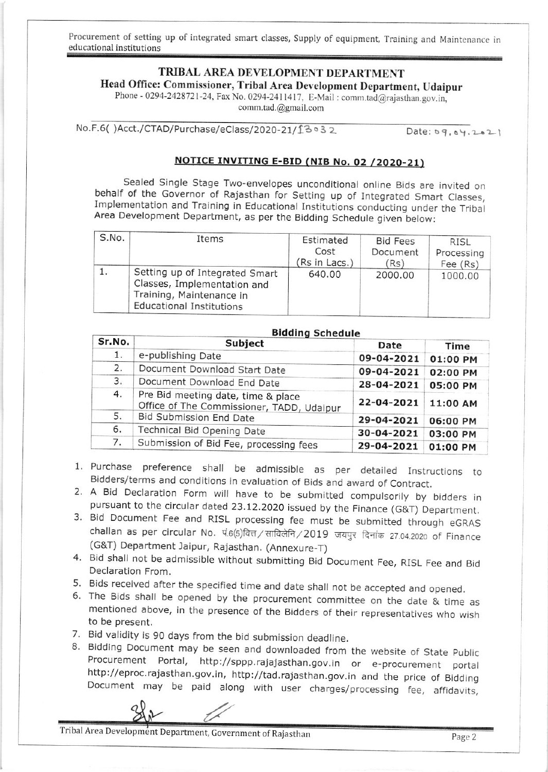## TRIBAL AREA DEVELOPMENT DEPARTMENT

**Head Office: Commissioner, Tribal Area Development Department, Udaipur**

Phone - 0294-2428721-24, Fax No. 0294-2411417, E-Mail : comm.tad@rajasthan.gov.in, comm.tad.@gmail.com

No.F.6( )Acct./CTAD/Purchase/eClass/2020-21/13032 Date: 09.04.2021

### NOTICE INVITING E-BID (NIB No. 02 /2020-21)

Sealed Single Stage Two-envelopes unconditional online Bids are invited on behalf of the Governor of Rajasthan for Setting up of Integrated Smart Classes, Implementation and Training in Educational Institutions conducting under the Tribal Area Development Department, as per the Bidding Schedule given below:

| S.No. | Items | Estimated Cost (Rs in Lacs.) | Bid Fees Document (Rs) | RISL Processing Fee (Rs) |
|---|---|---|---|---|
| 1. | Setting up of Integrated Smart Classes, Implementation and Training, Maintenance in Educational Institutions | 640.00 | 2000.00 | 1000.00 |

**Bidding Schedule**

| Sr.No. | Subject | Date | Time |
|---|---|---|---|
| 1. | e-publishing Date | 09-04-2021 | 01:00 PM |
| 2. | Document Download Start Date | 09-04-2021 | 02:00 PM |
| 3. | Document Download End Date | 28-04-2021 | 05:00 PM |
| 4. | Pre Bid meeting date, time & place Office of The Commissioner, TADD, Udaipur | 22-04-2021 | 11:00 AM |
| 5. | Bid Submission End Date | 29-04-2021 | 06:00 PM |
| 6. | Technical Bid Opening Date | 30-04-2021 | 03:00 PM |
| 7. | Submission of Bid Fee, processing fees | 29-04-2021 | 01:00 PM |

1. Purchase preference shall be admissible as per detailed Instructions to Bidders/terms and conditions in evaluation of Bids and award of Contract.
2. A Bid Declaration Form will have to be submitted compulsorily by bidders in pursuant to the circular dated 23.12.2020 issued by the Finance (G&T) Department.
3. Bid Document Fee and RISL processing fee must be submitted through eGRAS challan as per circular No. पं.6(5)वित्त/साविलेनि/2019 जयपुर दिनांक 27.04.2020 of Finance (G&T) Department Jaipur, Rajasthan. (Annexure-T)
4. Bid shall not be admissible without submitting Bid Document Fee, RISL Fee and Bid Declaration From.
5. Bids received after the specified time and date shall not be accepted and opened.
6. The Bids shall be opened by the procurement committee on the date & time as mentioned above, in the presence of the Bidders of their representatives who wish to be present.
7. Bid validity is 90 days from the bid submission deadline.
8. Bidding Document may be seen and downloaded from the website of State Public Procurement Portal, http://sppp.rajajasthan.gov.in or e-procurement portal http://eproc.rajasthan.gov.in, http://tad.rajasthan.gov.in and the price of Bidding Document may be paid along with user charges/processing fee, affidavits,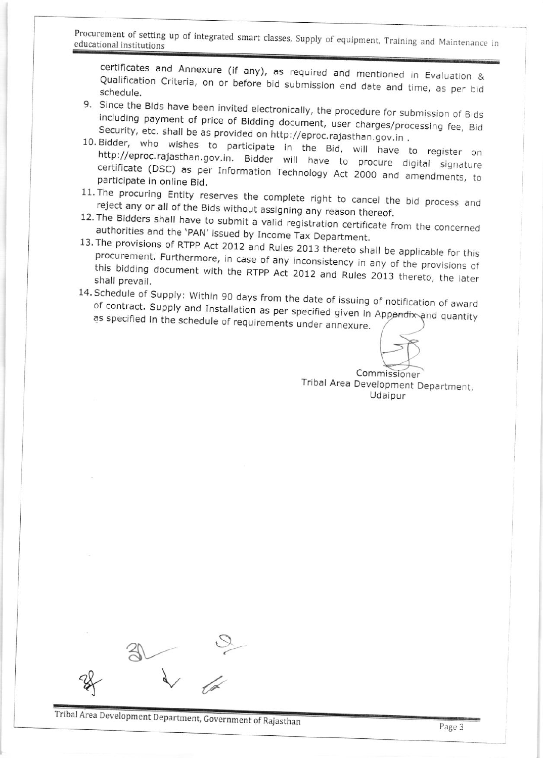certificates and Annexure (if any), as required and mentioned in Evaluation & Qualification Criteria, on or before bid submission end date and time, as per bid schedule.

9. Since the Bids have been invited electronically, the procedure for submission of Bids including payment of price of Bidding document, user charges/processing fee, Bid Security, etc. shall be as provided on http://eproc.rajasthan.gov.in .
10. Bidder, who wishes to participate in the Bid, will have to register on http://eproc.rajasthan.gov.in. Bidder will have to procure digital signature certificate (DSC) as per Information Technology Act 2000 and amendments, to participate in online Bid.
11. The procuring Entity reserves the complete right to cancel the bid process and reject any or all of the Bids without assigning any reason thereof.
12. The Bidders shall have to submit a valid registration certificate from the concerned authorities and the 'PAN' issued by Income Tax Department.
13. The provisions of RTPP Act 2012 and Rules 2013 thereto shall be applicable for this procurement. Furthermore, in case of any inconsistency in any of the provisions of this bidding document with the RTPP Act 2012 and Rules 2013 thereto, the later shall prevail.
14. Schedule of Supply: Within 90 days from the date of issuing of notification of award of contract. Supply and Installation as per specified given in Appendix and quantity as specified in the schedule of requirements under annexure.

Commissioner
Tribal Area Development Department,
Udaipur